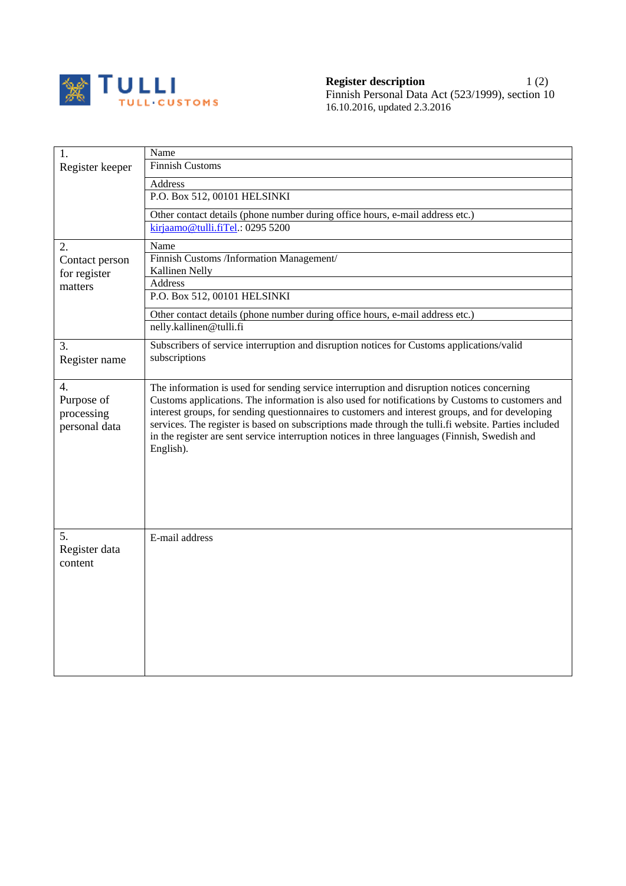TULLI
TULL·CUSTOMS

**Register description**
Finnish Personal Data Act (523/1999), section 10
16.10.2016, updated 2.3.2016

| | |
|---|---|
| 1. Register keeper | Name<br>Finnish Customs<br>Address<br>P.O. Box 512, 00101 HELSINKI<br>Other contact details (phone number during office hours, e-mail address etc.)<br>kirjaamo@tulli.fiTel.: 0295 5200 |
| 2. Contact person for register matters | Name<br>Finnish Customs /Information Management/<br>Kallinen Nelly<br>Address<br>P.O. Box 512, 00101 HELSINKI<br>Other contact details (phone number during office hours, e-mail address etc.)<br>nelly.kallinen@tulli.fi |
| 3. Register name | Subscribers of service interruption and disruption notices for Customs applications/valid subscriptions |
| 4. Purpose of processing personal data | The information is used for sending service interruption and disruption notices concerning Customs applications. The information is also used for notifications by Customs to customers and interest groups, for sending questionnaires to customers and interest groups, and for developing services. The register is based on subscriptions made through the tulli.fi website. Parties included in the register are sent service interruption notices in three languages (Finnish, Swedish and English). |
| 5. Register data content | E-mail address |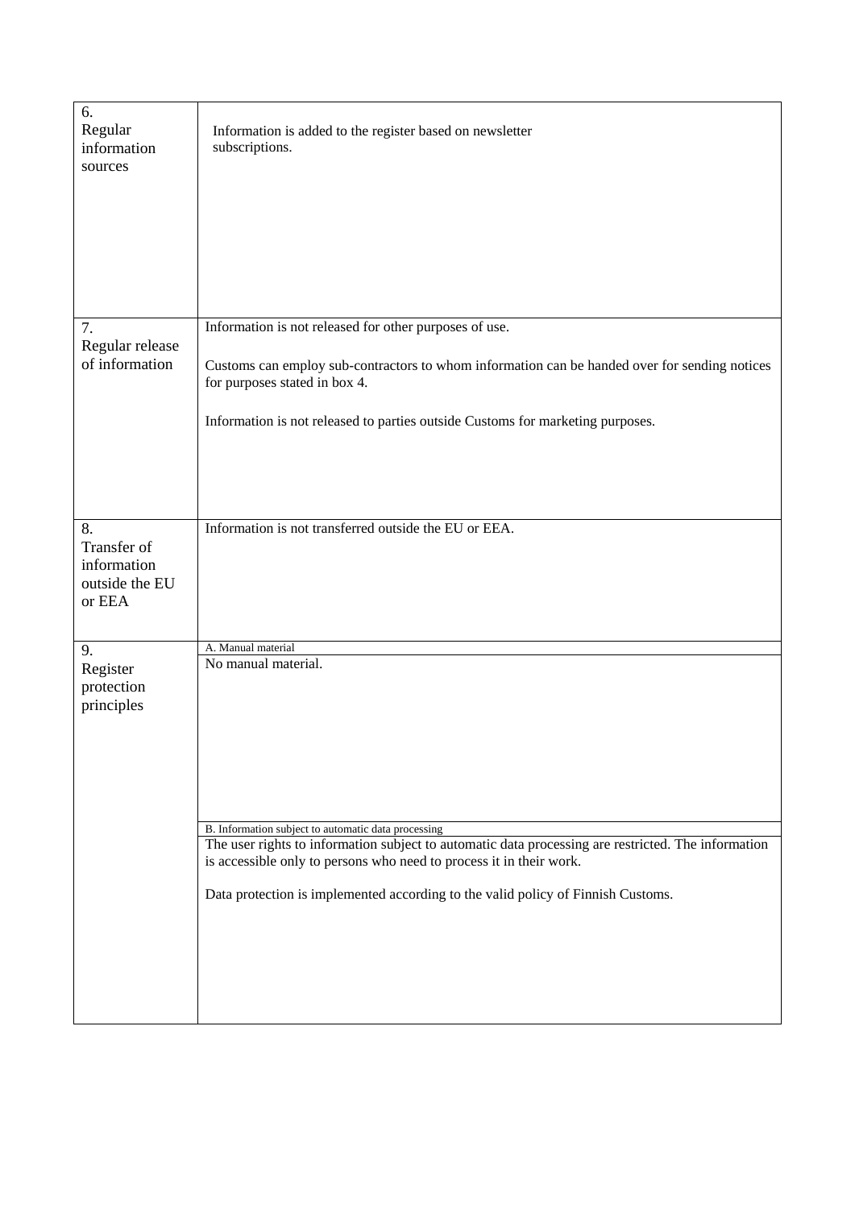| | |
|---|---|
| 6.<br>Regular information sources | Information is added to the register based on newsletter subscriptions. |
| 7.<br>Regular release of information | Information is not released for other purposes of use.<br><br>Customs can employ sub-contractors to whom information can be handed over for sending notices for purposes stated in box 4.<br><br>Information is not released to parties outside Customs for marketing purposes. |
| 8.<br>Transfer of information outside the EU or EEA | Information is not transferred outside the EU or EEA. |
| 9.<br>Register protection principles | A. Manual material<br>No manual material.<br><br>B. Information subject to automatic data processing<br>The user rights to information subject to automatic data processing are restricted. The information is accessible only to persons who need to process it in their work.<br><br>Data protection is implemented according to the valid policy of Finnish Customs. |